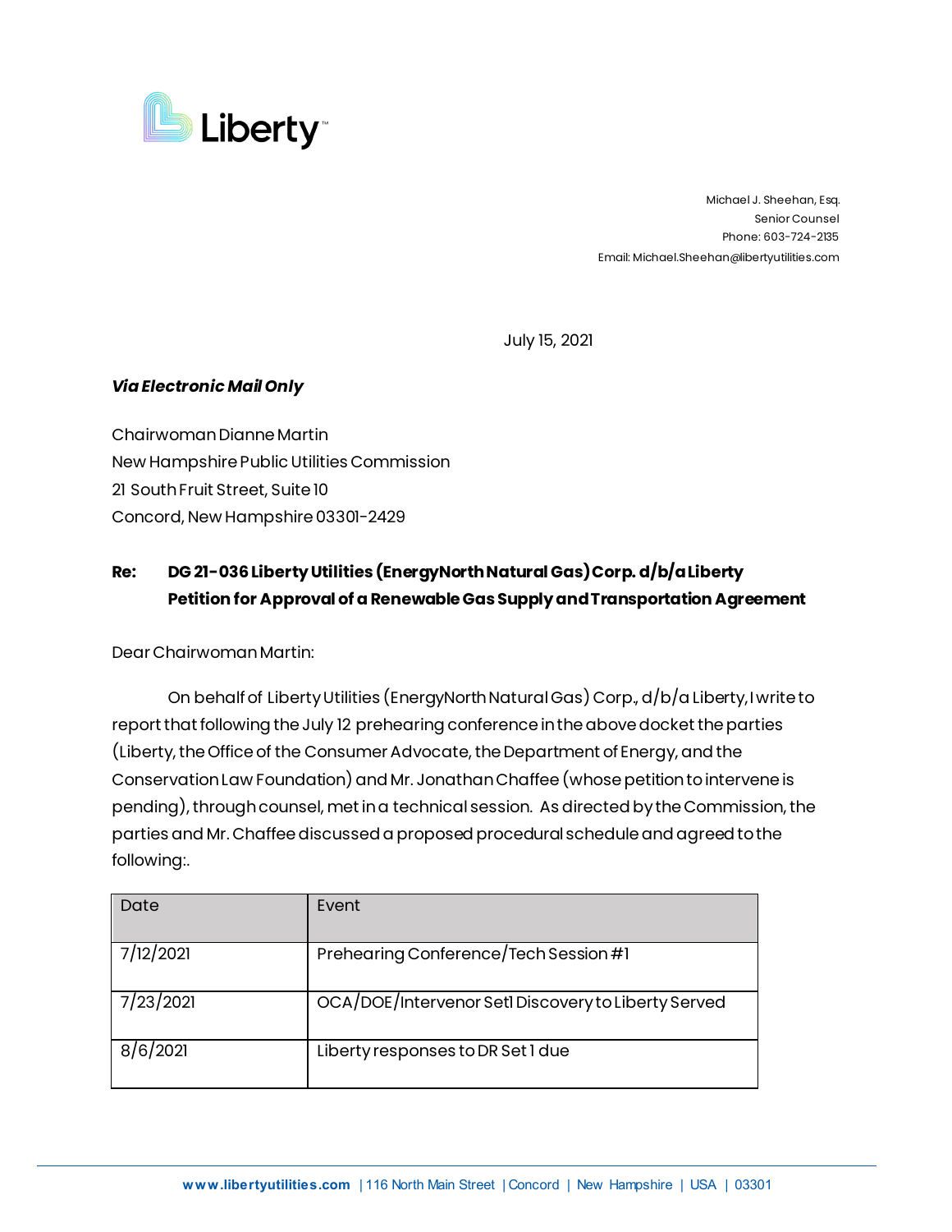Liberty

Michael J. Sheehan, Esq.
Senior Counsel
Phone: 603-724-2135
Email: Michael.Sheehan@libertyutilities.com

July 15, 2021

***Via Electronic Mail Only***

Chairwoman Dianne Martin
New Hampshire Public Utilities Commission
21 South Fruit Street, Suite 10
Concord, New Hampshire 03301-2429

**Re: DG 21-036 Liberty Utilities (EnergyNorth Natural Gas) Corp. d/b/a Liberty Petition for Approval of a Renewable Gas Supply and Transportation Agreement**

Dear Chairwoman Martin:

On behalf of Liberty Utilities (EnergyNorth Natural Gas) Corp., d/b/a Liberty, I write to report that following the July 12 prehearing conference in the above docket the parties (Liberty, the Office of the Consumer Advocate, the Department of Energy, and the Conservation Law Foundation) and Mr. Jonathan Chaffee (whose petition to intervene is pending), through counsel, met in a technical session. As directed by the Commission, the parties and Mr. Chaffee discussed a proposed procedural schedule and agreed to the following:.

| Date | Event |
|---|---|
| 7/12/2021 | Prehearing Conference/Tech Session #1 |
| 7/23/2021 | OCA/DOE/Intervenor Set1 Discovery to Liberty Served |
| 8/6/2021 | Liberty responses to DR Set 1 due |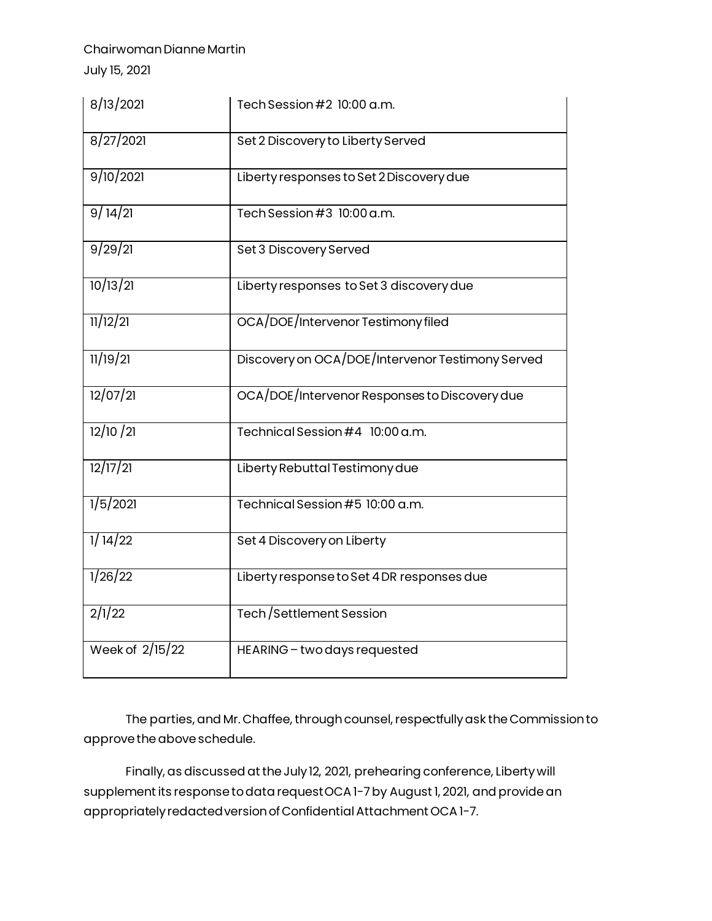Chairwoman Dianne Martin
July 15, 2021

| | |
|---|---|
| 8/13/2021 | Tech Session #2 10:00 a.m. |
| 8/27/2021 | Set 2 Discovery to Liberty Served |
| 9/10/2021 | Liberty responses to Set 2 Discovery due |
| 9/ 14/21 | Tech Session #3 10:00 a.m. |
| 9/29/21 | Set 3 Discovery Served |
| 10/13/21 | Liberty responses to Set 3 discovery due |
| 11/12/21 | OCA/DOE/Intervenor Testimony filed |
| 11/19/21 | Discovery on OCA/DOE/Intervenor Testimony Served |
| 12/07/21 | OCA/DOE/Intervenor Responses to Discovery due |
| 12/10 /21 | Technical Session #4 10:00 a.m. |
| 12/17/21 | Liberty Rebuttal Testimony due |
| 1/5/2021 | Technical Session #5 10:00 a.m. |
| 1/ 14/22 | Set 4 Discovery on Liberty |
| 1/26/22 | Liberty response to Set 4 DR responses due |
| 2/1/22 | Tech /Settlement Session |
| Week of 2/15/22 | HEARING – two days requested |

The parties, and Mr. Chaffee, through counsel, respectfully ask the Commission to approve the above schedule.

Finally, as discussed at the July 12, 2021, prehearing conference, Liberty will supplement its response to data request OCA 1-7 by August 1, 2021, and provide an appropriately redacted version of Confidential Attachment OCA 1-7.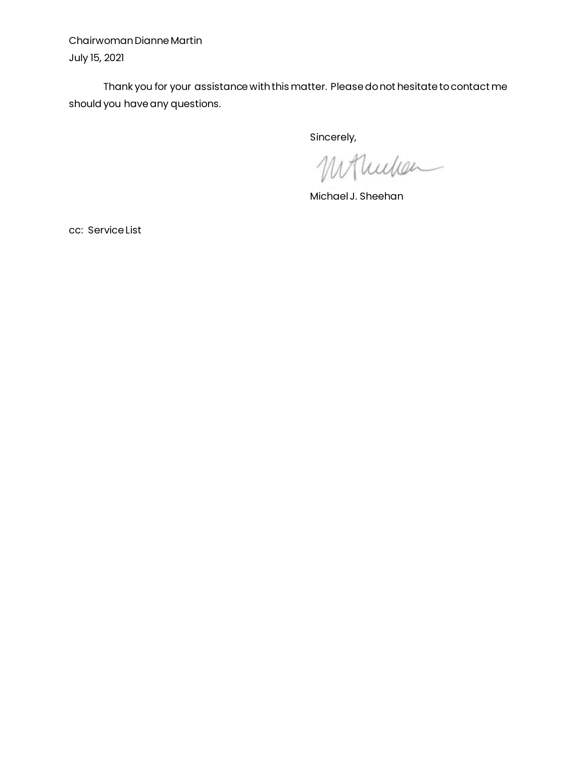Chairwoman Dianne Martin
July 15, 2021

Thank you for your assistance with this matter. Please do not hesitate to contact me should you have any questions.

Sincerely,

Michael J. Sheehan

cc: Service List